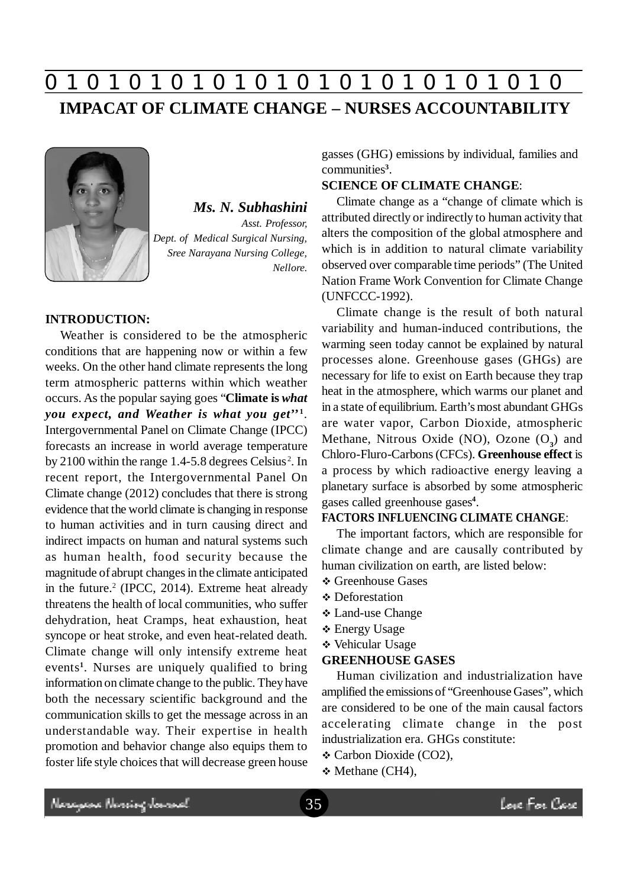# IMPACAT OF CLIMATE CHANGE – NURSES ACCOUNTABILITY

***Ms. N. Subhashini***
*Asst. Professor,*
*Dept. of Medical Surgical Nursing,*
*Sree Narayana Nursing College,*
*Nellore.*

**INTRODUCTION:**

Weather is considered to be the atmospheric conditions that are happening now or within a few weeks. On the other hand climate represents the long term atmospheric patterns within which weather occurs. As the popular saying goes "**Climate is *what you expect, and Weather is what you get*"**[1]. Intergovernmental Panel on Climate Change (IPCC) forecasts an increase in world average temperature by 2100 within the range 1.4-5.8 degrees Celsius[2]. In recent report, the Intergovernmental Panel On Climate change (2012) concludes that there is strong evidence that the world climate is changing in response to human activities and in turn causing direct and indirect impacts on human and natural systems such as human health, food security because the magnitude of abrupt changes in the climate anticipated in the future.[2] (IPCC, 2014). Extreme heat already threatens the health of local communities, who suffer dehydration, heat Cramps, heat exhaustion, heat syncope or heat stroke, and even heat-related death. Climate change will only intensify extreme heat events[1]. Nurses are uniquely qualified to bring information on climate change to the public. They have both the necessary scientific background and the communication skills to get the message across in an understandable way. Their expertise in health promotion and behavior change also equips them to foster life style choices that will decrease green house gasses (GHG) emissions by individual, families and communities[3].

**SCIENCE OF CLIMATE CHANGE**:

Climate change as a "change of climate which is attributed directly or indirectly to human activity that alters the composition of the global atmosphere and which is in addition to natural climate variability observed over comparable time periods" (The United Nation Frame Work Convention for Climate Change (UNFCCC-1992).

Climate change is the result of both natural variability and human-induced contributions, the warming seen today cannot be explained by natural processes alone. Greenhouse gases (GHGs) are necessary for life to exist on Earth because they trap heat in the atmosphere, which warms our planet and in a state of equilibrium. Earth's most abundant GHGs are water vapor, Carbon Dioxide, atmospheric Methane, Nitrous Oxide (NO), Ozone ($O_3$) and Chloro-Fluro-Carbons (CFCs). **Greenhouse effect** is a process by which radioactive energy leaving a planetary surface is absorbed by some atmospheric gases called greenhouse gases[4].

**FACTORS INFLUENCING CLIMATE CHANGE**:

The important factors, which are responsible for climate change and are causally contributed by human civilization on earth, are listed below:

- Greenhouse Gases
- Deforestation
- Land-use Change
- Energy Usage
- Vehicular Usage

**GREENHOUSE GASES**

Human civilization and industrialization have amplified the emissions of "Greenhouse Gases", which are considered to be one of the main causal factors accelerating climate change in the post industrialization era. GHGs constitute:

- Carbon Dioxide (CO2),
- Methane (CH4),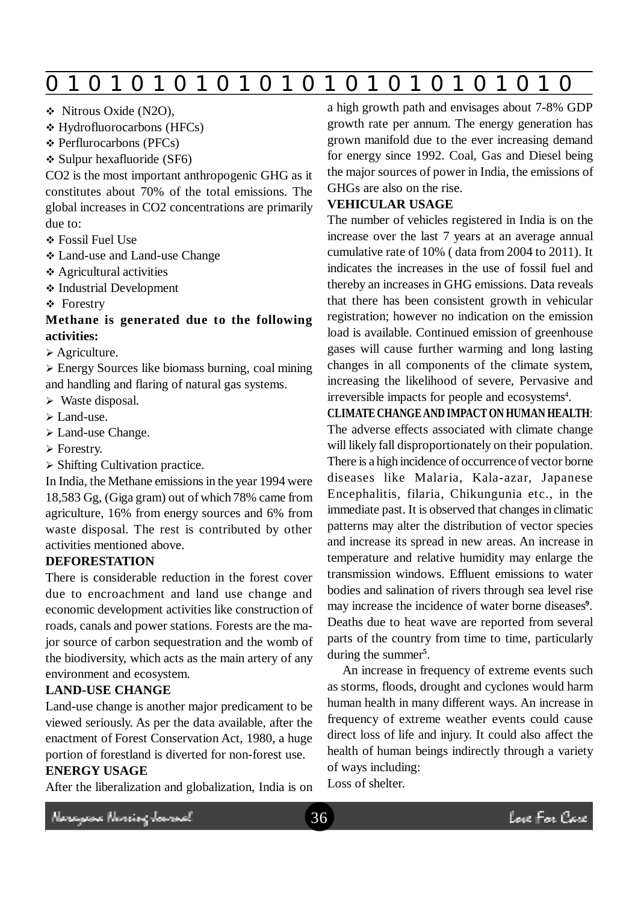- Nitrous Oxide ($N_2O$),
- Hydrofluorocarbons (HFCs)
- Perflurocarbons (PFCs)
- Sulpur hexafluoride ($SF_6$)

$CO_2$ is the most important anthropogenic GHG as it constitutes about 70% of the total emissions. The global increases in $CO_2$ concentrations are primarily due to:

- Fossil Fuel Use
- Land-use and Land-use Change
- Agricultural activities
- Industrial Development
- Forestry

**Methane is generated due to the following activities:**

- Agriculture.
- Energy Sources like biomass burning, coal mining and handling and flaring of natural gas systems.
- Waste disposal.
- Land-use.
- Land-use Change.
- Forestry.
- Shifting Cultivation practice.

In India, the Methane emissions in the year 1994 were 18,583 Gg, (Giga gram) out of which 78% came from agriculture, 16% from energy sources and 6% from waste disposal. The rest is contributed by other activities mentioned above.

**DEFORESTATION**

There is considerable reduction in the forest cover due to encroachment and land use change and economic development activities like construction of roads, canals and power stations. Forests are the major source of carbon sequestration and the womb of the biodiversity, which acts as the main artery of any environment and ecosystem.

**LAND-USE CHANGE**

Land-use change is another major predicament to be viewed seriously. As per the data available, after the enactment of Forest Conservation Act, 1980, a huge portion of forestland is diverted for non-forest use.

**ENERGY USAGE**

After the liberalization and globalization, India is on a high growth path and envisages about 7-8% GDP growth rate per annum. The energy generation has grown manifold due to the ever increasing demand for energy since 1992. Coal, Gas and Diesel being the major sources of power in India, the emissions of GHGs are also on the rise.

**VEHICULAR USAGE**

The number of vehicles registered in India is on the increase over the last 7 years at an average annual cumulative rate of 10% ( data from 2004 to 2011). It indicates the increases in the use of fossil fuel and thereby an increases in GHG emissions. Data reveals that there has been consistent growth in vehicular registration; however no indication on the emission load is available. Continued emission of greenhouse gases will cause further warming and long lasting changes in all components of the climate system, increasing the likelihood of severe, Pervasive and irreversible impacts for people and ecosystems[4].

**CLIMATE CHANGE AND IMPACT ON HUMAN HEALTH**: The adverse effects associated with climate change will likely fall disproportionately on their population. There is a high incidence of occurrence of vector borne diseases like Malaria, Kala-azar, Japanese Encephalitis, filaria, Chikungunia etc., in the immediate past. It is observed that changes in climatic patterns may alter the distribution of vector species and increase its spread in new areas. An increase in temperature and relative humidity may enlarge the transmission windows. Effluent emissions to water bodies and salination of rivers through sea level rise may increase the incidence of water borne diseases[9]. Deaths due to heat wave are reported from several parts of the country from time to time, particularly during the summer[5].

An increase in frequency of extreme events such as storms, floods, drought and cyclones would harm human health in many different ways. An increase in frequency of extreme weather events could cause direct loss of life and injury. It could also affect the health of human beings indirectly through a variety of ways including:

Loss of shelter.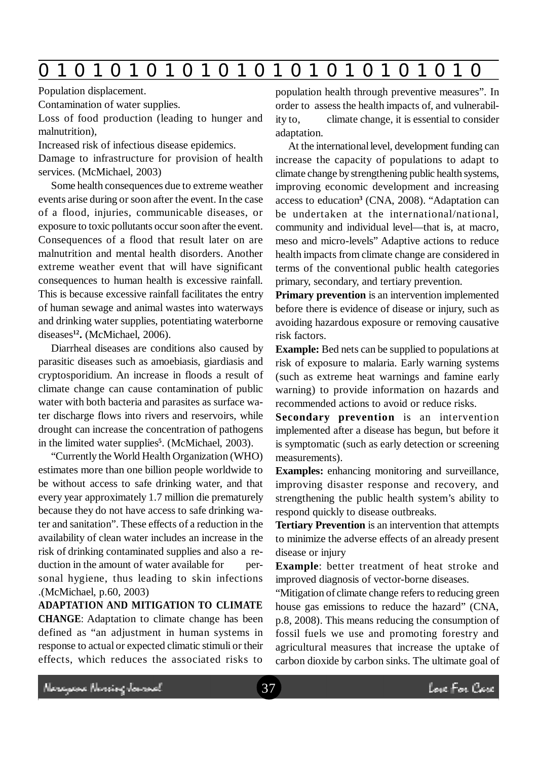Population displacement.

Contamination of water supplies.

Loss of food production (leading to hunger and malnutrition),

Increased risk of infectious disease epidemics.

Damage to infrastructure for provision of health services. (McMichael, 2003)

Some health consequences due to extreme weather events arise during or soon after the event. In the case of a flood, injuries, communicable diseases, or exposure to toxic pollutants occur soon after the event. Consequences of a flood that result later on are malnutrition and mental health disorders. Another extreme weather event that will have significant consequences to human health is excessive rainfall. This is because excessive rainfall facilitates the entry of human sewage and animal wastes into waterways and drinking water supplies, potentiating waterborne diseases[12]**.** (McMichael, 2006).

Diarrheal diseases are conditions also caused by parasitic diseases such as amoebiasis, giardiasis and cryptosporidium. An increase in floods a result of climate change can cause contamination of public water with both bacteria and parasites as surface water discharge flows into rivers and reservoirs, while drought can increase the concentration of pathogens in the limited water supplies[5]. (McMichael, 2003).

"Currently the World Health Organization (WHO) estimates more than one billion people worldwide to be without access to safe drinking water, and that every year approximately 1.7 million die prematurely because they do not have access to safe drinking water and sanitation". These effects of a reduction in the availability of clean water includes an increase in the risk of drinking contaminated supplies and also a reduction in the amount of water available for personal hygiene, thus leading to skin infections .(McMichael, p.60, 2003)

**ADAPTATION AND MITIGATION TO CLIMATE CHANGE**: Adaptation to climate change has been defined as "an adjustment in human systems in response to actual or expected climatic stimuli or their effects, which reduces the associated risks to population health through preventive measures". In order to assess the health impacts of, and vulnerability to, climate change, it is essential to consider adaptation.

At the international level, development funding can increase the capacity of populations to adapt to climate change by strengthening public health systems, improving economic development and increasing access to education[3] (CNA, 2008). "Adaptation can be undertaken at the international/national, community and individual level—that is, at macro, meso and micro-levels" Adaptive actions to reduce health impacts from climate change are considered in terms of the conventional public health categories primary, secondary, and tertiary prevention.

**Primary prevention** is an intervention implemented before there is evidence of disease or injury, such as avoiding hazardous exposure or removing causative risk factors.

**Example:** Bed nets can be supplied to populations at risk of exposure to malaria. Early warning systems (such as extreme heat warnings and famine early warning) to provide information on hazards and recommended actions to avoid or reduce risks.

**Secondary prevention** is an intervention implemented after a disease has begun, but before it is symptomatic (such as early detection or screening measurements).

**Examples:** enhancing monitoring and surveillance, improving disaster response and recovery, and strengthening the public health system's ability to respond quickly to disease outbreaks.

**Tertiary Prevention** is an intervention that attempts to minimize the adverse effects of an already present disease or injury

**Example**: better treatment of heat stroke and improved diagnosis of vector-borne diseases.

"Mitigation of climate change refers to reducing green house gas emissions to reduce the hazard" (CNA, p.8, 2008). This means reducing the consumption of fossil fuels we use and promoting forestry and agricultural measures that increase the uptake of carbon dioxide by carbon sinks. The ultimate goal of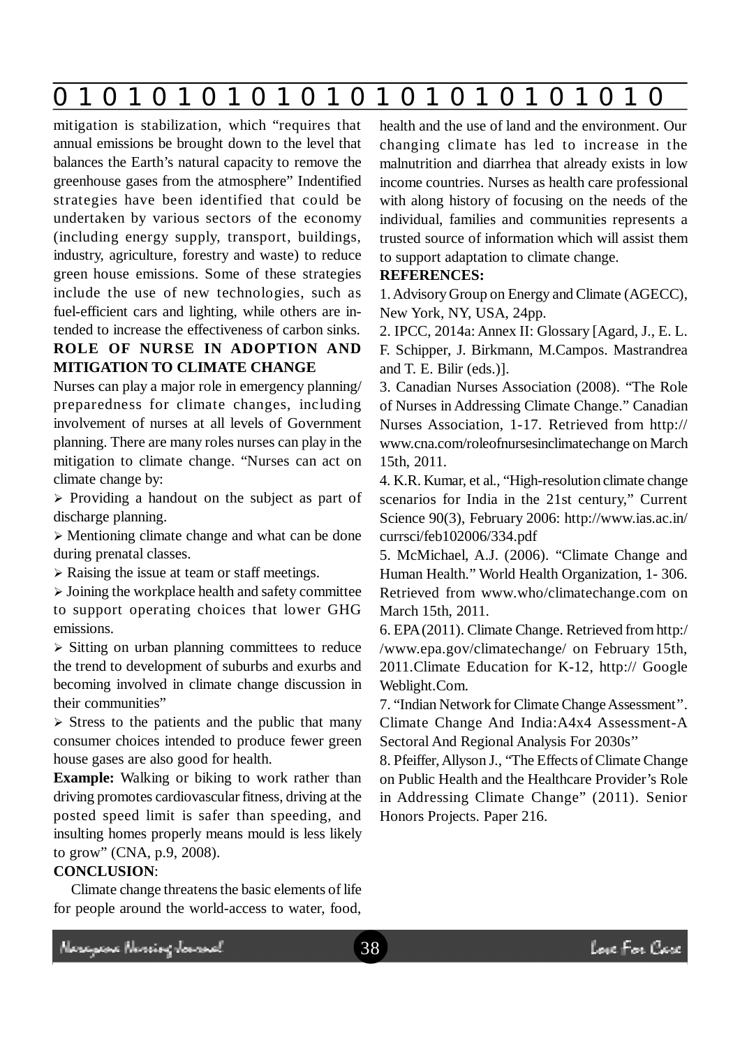mitigation is stabilization, which "requires that annual emissions be brought down to the level that balances the Earth's natural capacity to remove the greenhouse gases from the atmosphere" Indentified strategies have been identified that could be undertaken by various sectors of the economy (including energy supply, transport, buildings, industry, agriculture, forestry and waste) to reduce green house emissions. Some of these strategies include the use of new technologies, such as fuel-efficient cars and lighting, while others are intended to increase the effectiveness of carbon sinks.

**ROLE OF NURSE IN ADOPTION AND MITIGATION TO CLIMATE CHANGE**

Nurses can play a major role in emergency planning/ preparedness for climate changes, including involvement of nurses at all levels of Government planning. There are many roles nurses can play in the mitigation to climate change. "Nurses can act on climate change by:

- Providing a handout on the subject as part of discharge planning.
- Mentioning climate change and what can be done during prenatal classes.
- Raising the issue at team or staff meetings.
- Joining the workplace health and safety committee to support operating choices that lower GHG emissions.
- Sitting on urban planning committees to reduce the trend to development of suburbs and exurbs and becoming involved in climate change discussion in their communities"
- Stress to the patients and the public that many consumer choices intended to produce fewer green house gases are also good for health.

**Example:** Walking or biking to work rather than driving promotes cardiovascular fitness, driving at the posted speed limit is safer than speeding, and insulting homes properly means mould is less likely to grow" (CNA, p.9, 2008).

**CONCLUSION**:

Climate change threatens the basic elements of life for people around the world-access to water, food, health and the use of land and the environment. Our changing climate has led to increase in the malnutrition and diarrhea that already exists in low income countries. Nurses as health care professional with along history of focusing on the needs of the individual, families and communities represents a trusted source of information which will assist them to support adaptation to climate change.

**REFERENCES:**

1. Advisory Group on Energy and Climate (AGECC), New York, NY, USA, 24pp.
2. IPCC, 2014a: Annex II: Glossary [Agard, J., E. L. F. Schipper, J. Birkmann, M.Campos. Mastrandrea and T. E. Bilir (eds.)].
3. Canadian Nurses Association (2008). "The Role of Nurses in Addressing Climate Change." Canadian Nurses Association, 1-17. Retrieved from http://www.cna.com/roleofnursesinclimatechange on March 15th, 2011.
4. K.R. Kumar, et al., "High-resolution climate change scenarios for India in the 21st century," Current Science 90(3), February 2006: http://www.ias.ac.in/currsci/feb102006/334.pdf
5. McMichael, A.J. (2006). "Climate Change and Human Health." World Health Organization, 1- 306. Retrieved from www.who/climatechange.com on March 15th, 2011.
6. EPA (2011). Climate Change. Retrieved from http://www.epa.gov/climatechange/ on February 15th, 2011.Climate Education for K-12, http:// Google Weblight.Com.
7. "Indian Network for Climate Change Assessment". Climate Change And India:A4x4 Assessment-A Sectoral And Regional Analysis For 2030s"
8. Pfeiffer, Allyson J., "The Effects of Climate Change on Public Health and the Healthcare Provider's Role in Addressing Climate Change" (2011). Senior Honors Projects. Paper 216.